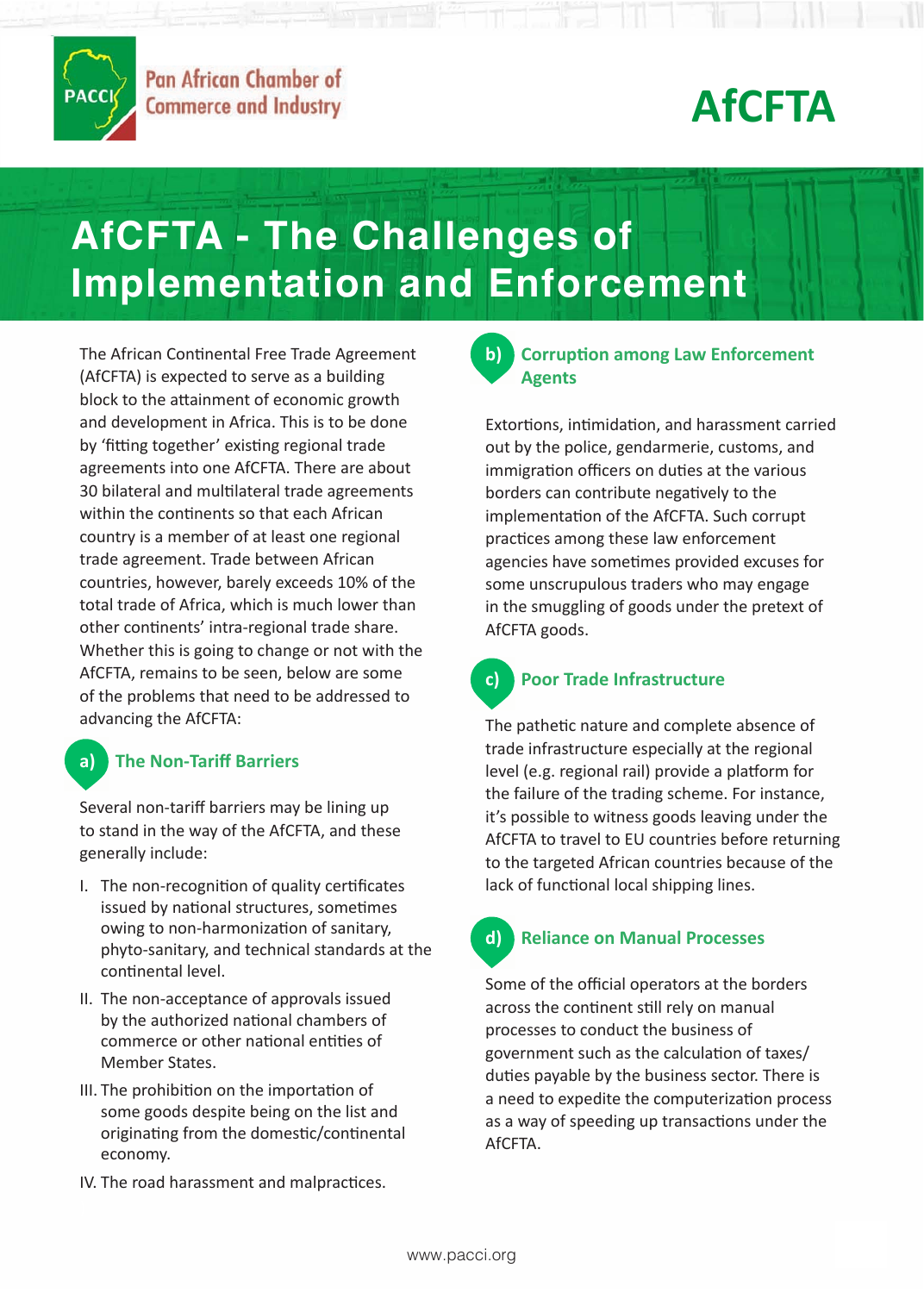Pan African Chamber of Commerce and Industry

AfCFTA

# AfCFTA - The Challenges of Implementation and Enforcement

The African Continental Free Trade Agreement (AfCFTA) is expected to serve as a building block to the attainment of economic growth and development in Africa. This is to be done by 'fitting together' existing regional trade agreements into one AfCFTA. There are about 30 bilateral and multilateral trade agreements within the continents so that each African country is a member of at least one regional trade agreement. Trade between African countries, however, barely exceeds 10% of the total trade of Africa, which is much lower than other continents' intra-regional trade share. Whether this is going to change or not with the AfCFTA, remains to be seen, below are some of the problems that need to be addressed to advancing the AfCFTA:

## a) The Non-Tariff Barriers

Several non-tariff barriers may be lining up to stand in the way of the AfCFTA, and these generally include:

I. The non-recognition of quality certificates issued by national structures, sometimes owing to non-harmonization of sanitary, phyto-sanitary, and technical standards at the continental level.

II. The non-acceptance of approvals issued by the authorized national chambers of commerce or other national entities of Member States.

III. The prohibition on the importation of some goods despite being on the list and originating from the domestic/continental economy.

IV. The road harassment and malpractices.

## b) Corruption among Law Enforcement Agents

Extortions, intimidation, and harassment carried out by the police, gendarmerie, customs, and immigration officers on duties at the various borders can contribute negatively to the implementation of the AfCFTA. Such corrupt practices among these law enforcement agencies have sometimes provided excuses for some unscrupulous traders who may engage in the smuggling of goods under the pretext of AfCFTA goods.

## c) Poor Trade Infrastructure

The pathetic nature and complete absence of trade infrastructure especially at the regional level (e.g. regional rail) provide a platform for the failure of the trading scheme. For instance, it's possible to witness goods leaving under the AfCFTA to travel to EU countries before returning to the targeted African countries because of the lack of functional local shipping lines.

## d) Reliance on Manual Processes

Some of the official operators at the borders across the continent still rely on manual processes to conduct the business of government such as the calculation of taxes/duties payable by the business sector. There is a need to expedite the computerization process as a way of speeding up transactions under the AfCFTA.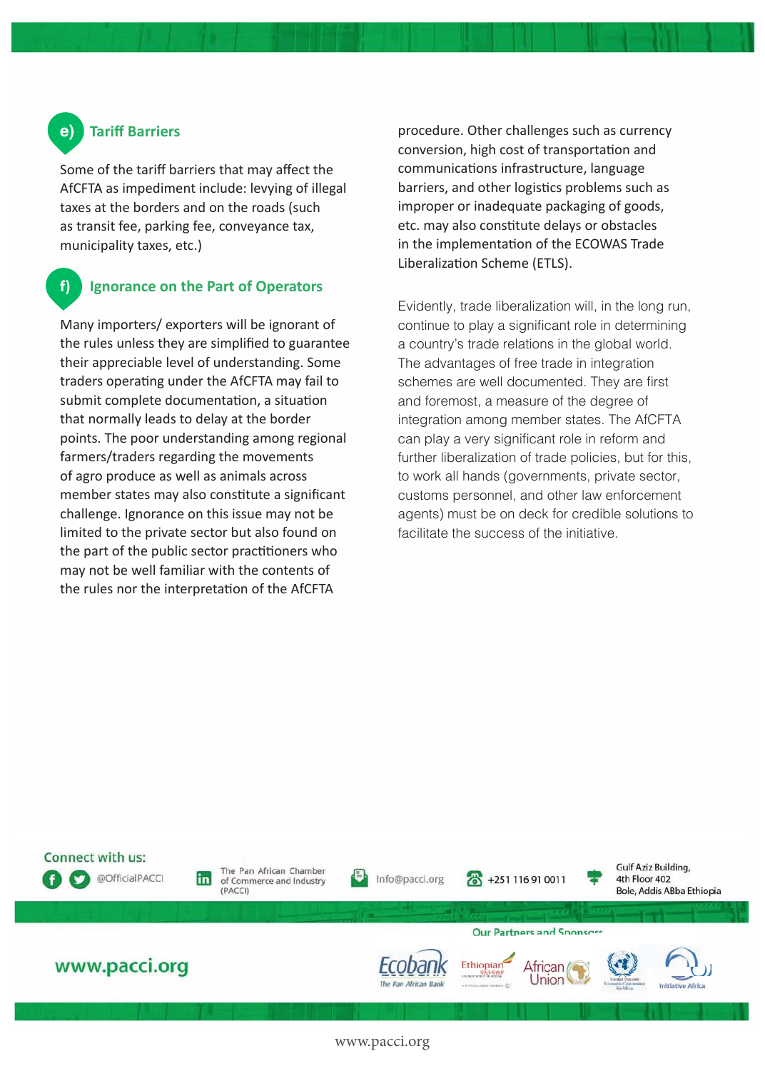## e) Tariff Barriers

Some of the tariff barriers that may affect the AfCFTA as impediment include: levying of illegal taxes at the borders and on the roads (such as transit fee, parking fee, conveyance tax, municipality taxes, etc.)

## f) Ignorance on the Part of Operators

Many importers/ exporters will be ignorant of the rules unless they are simplified to guarantee their appreciable level of understanding. Some traders operating under the AfCFTA may fail to submit complete documentation, a situation that normally leads to delay at the border points. The poor understanding among regional farmers/traders regarding the movements of agro produce as well as animals across member states may also constitute a significant challenge. Ignorance on this issue may not be limited to the private sector but also found on the part of the public sector practitioners who may not be well familiar with the contents of the rules nor the interpretation of the AfCFTA procedure. Other challenges such as currency conversion, high cost of transportation and communications infrastructure, language barriers, and other logistics problems such as improper or inadequate packaging of goods, etc. may also constitute delays or obstacles in the implementation of the ECOWAS Trade Liberalization Scheme (ETLS).

Evidently, trade liberalization will, in the long run, continue to play a significant role in determining a country's trade relations in the global world. The advantages of free trade in integration schemes are well documented. They are first and foremost, a measure of the degree of integration among member states. The AfCFTA can play a very significant role in reform and further liberalization of trade policies, but for this, to work all hands (governments, private sector, customs personnel, and other law enforcement agents) must be on deck for credible solutions to facilitate the success of the initiative.

Connect with us:

@OfficialPACCI

The Pan African Chamber of Commerce and Industry (PACCI)

Info@pacci.org

+251 116 91 0011

Gulf Aziz Building, 4th Floor 402 Bole, Addis ABba Ethiopia

Our Partners and Sponsors

www.pacci.org